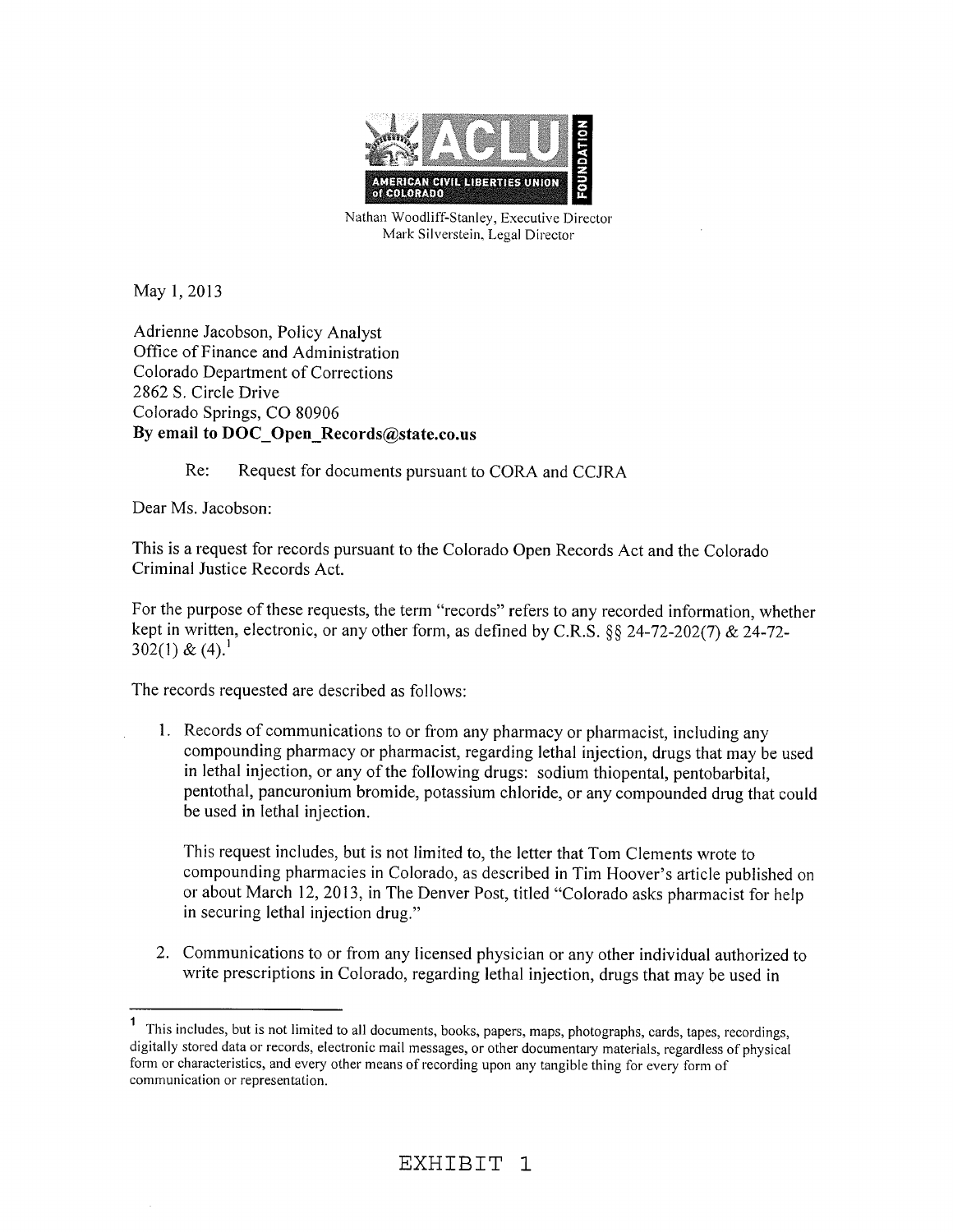AMERICAN CIVIL LIBERTIES UNION of COLORADO

ACLU FOUNDATION

Nathan Woodliff-Stanley, Executive Director
Mark Silverstein, Legal Director

May 1, 2013

Adrienne Jacobson, Policy Analyst
Office of Finance and Administration
Colorado Department of Corrections
2862 S. Circle Drive
Colorado Springs, CO 80906
**By email to DOC_Open_Records@state.co.us**

Re: Request for documents pursuant to CORA and CCJRA

Dear Ms. Jacobson:

This is a request for records pursuant to the Colorado Open Records Act and the Colorado Criminal Justice Records Act.

For the purpose of these requests, the term "records" refers to any recorded information, whether kept in written, electronic, or any other form, as defined by C.R.S. §§ 24-72-202(7) & 24-72-302(1) & (4).[1]

The records requested are described as follows:

1. Records of communications to or from any pharmacy or pharmacist, including any compounding pharmacy or pharmacist, regarding lethal injection, drugs that may be used in lethal injection, or any of the following drugs: sodium thiopental, pentobarbital, pentothal, pancuronium bromide, potassium chloride, or any compounded drug that could be used in lethal injection.

   This request includes, but is not limited to, the letter that Tom Clements wrote to compounding pharmacies in Colorado, as described in Tim Hoover's article published on or about March 12, 2013, in The Denver Post, titled "Colorado asks pharmacist for help in securing lethal injection drug."

2. Communications to or from any licensed physician or any other individual authorized to write prescriptions in Colorado, regarding lethal injection, drugs that may be used in

[1] This includes, but is not limited to all documents, books, papers, maps, photographs, cards, tapes, recordings, digitally stored data or records, electronic mail messages, or other documentary materials, regardless of physical form or characteristics, and every other means of recording upon any tangible thing for every form of communication or representation.

EXHIBIT 1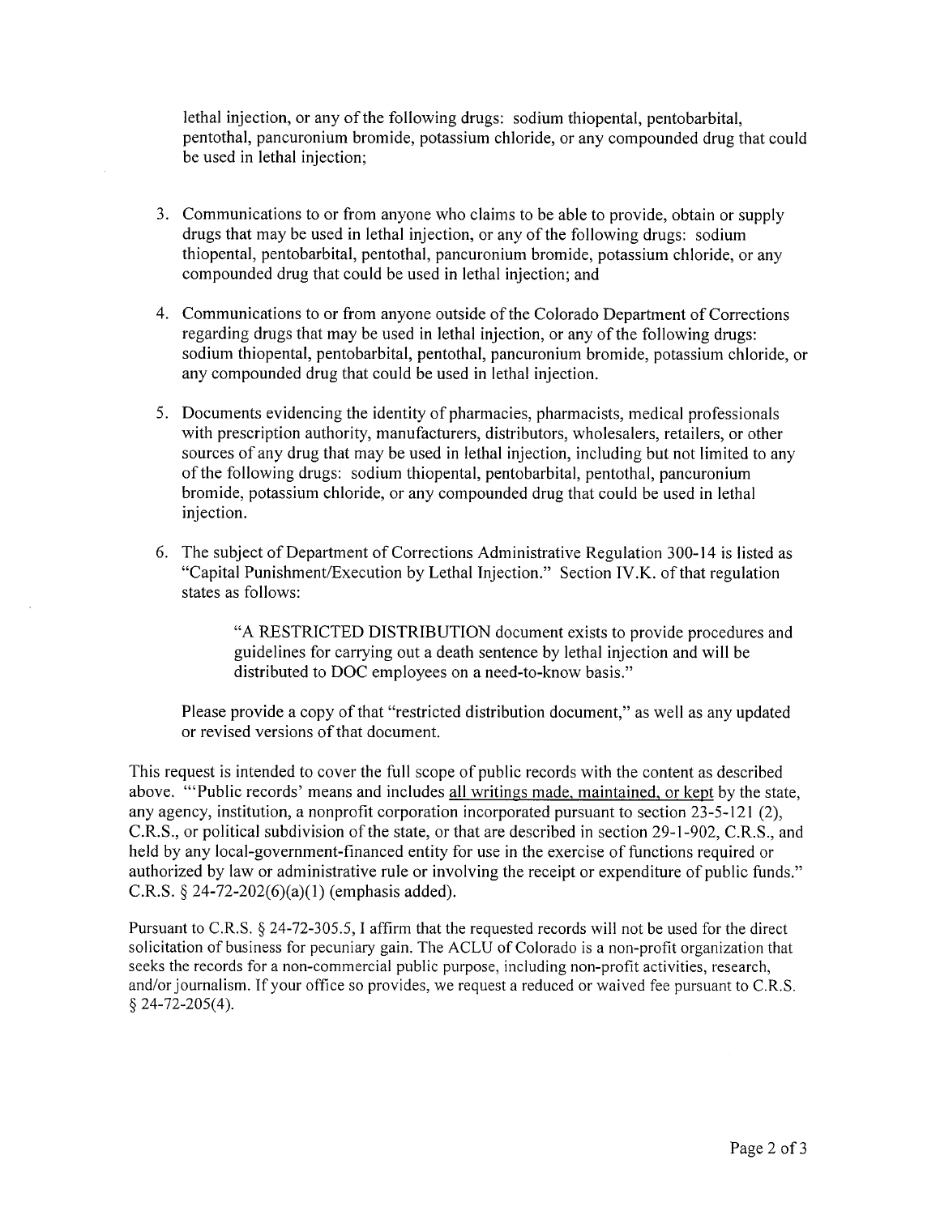lethal injection, or any of the following drugs: sodium thiopental, pentobarbital, pentothal, pancuronium bromide, potassium chloride, or any compounded drug that could be used in lethal injection;

3. Communications to or from anyone who claims to be able to provide, obtain or supply drugs that may be used in lethal injection, or any of the following drugs: sodium thiopental, pentobarbital, pentothal, pancuronium bromide, potassium chloride, or any compounded drug that could be used in lethal injection; and

4. Communications to or from anyone outside of the Colorado Department of Corrections regarding drugs that may be used in lethal injection, or any of the following drugs: sodium thiopental, pentobarbital, pentothal, pancuronium bromide, potassium chloride, or any compounded drug that could be used in lethal injection.

5. Documents evidencing the identity of pharmacies, pharmacists, medical professionals with prescription authority, manufacturers, distributors, wholesalers, retailers, or other sources of any drug that may be used in lethal injection, including but not limited to any of the following drugs: sodium thiopental, pentobarbital, pentothal, pancuronium bromide, potassium chloride, or any compounded drug that could be used in lethal injection.

6. The subject of Department of Corrections Administrative Regulation 300-14 is listed as "Capital Punishment/Execution by Lethal Injection." Section IV.K. of that regulation states as follows:

   > "A RESTRICTED DISTRIBUTION document exists to provide procedures and guidelines for carrying out a death sentence by lethal injection and will be distributed to DOC employees on a need-to-know basis."

   Please provide a copy of that "restricted distribution document," as well as any updated or revised versions of that document.

This request is intended to cover the full scope of public records with the content as described above. "'Public records' means and includes <u>all writings made, maintained, or kept</u> by the state, any agency, institution, a nonprofit corporation incorporated pursuant to section 23-5-121 (2), C.R.S., or political subdivision of the state, or that are described in section 29-1-902, C.R.S., and held by any local-government-financed entity for use in the exercise of functions required or authorized by law or administrative rule or involving the receipt or expenditure of public funds." C.R.S. § 24-72-202(6)(a)(1) (emphasis added).

Pursuant to C.R.S. § 24-72-305.5, I affirm that the requested records will not be used for the direct solicitation of business for pecuniary gain. The ACLU of Colorado is a non-profit organization that seeks the records for a non-commercial public purpose, including non-profit activities, research, and/or journalism. If your office so provides, we request a reduced or waived fee pursuant to C.R.S. § 24-72-205(4).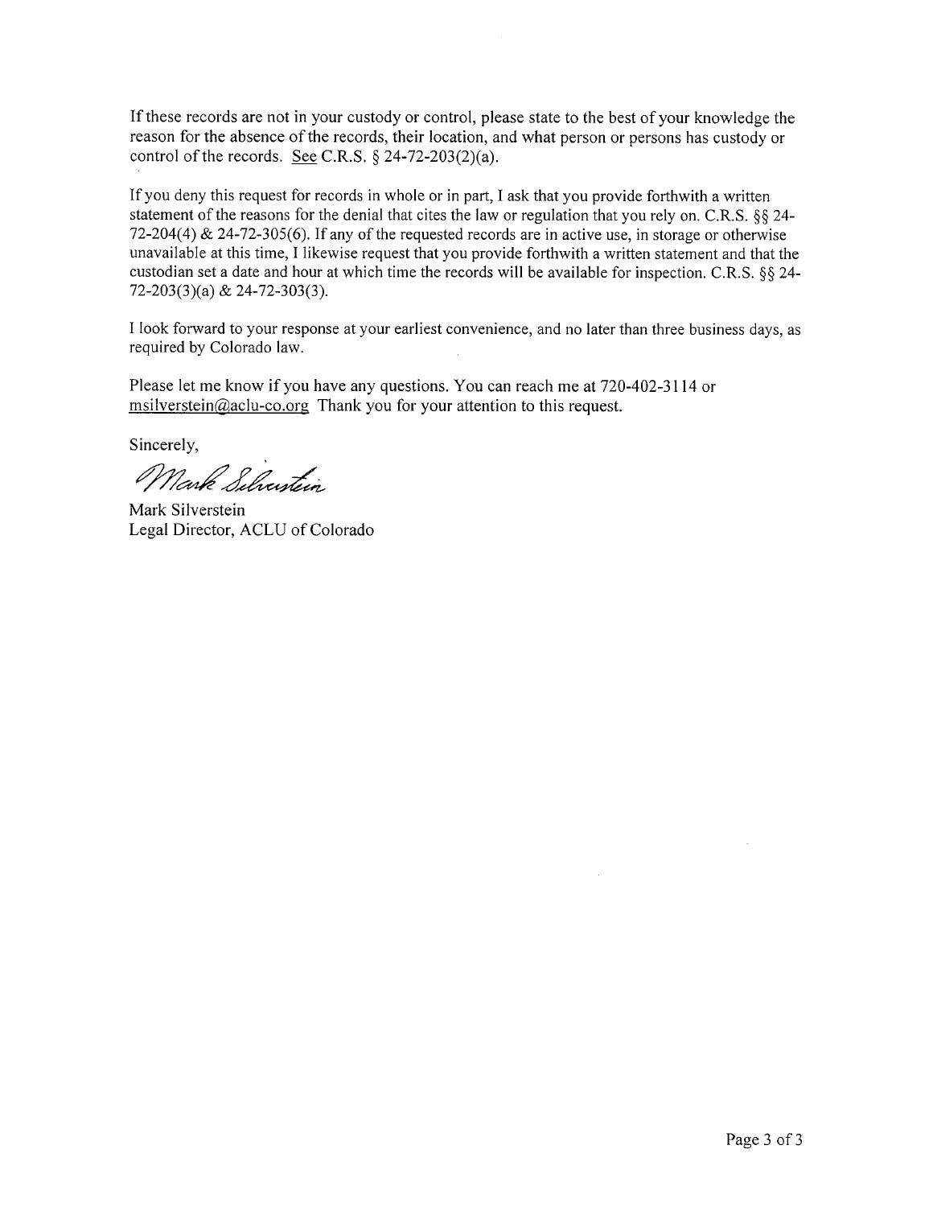If these records are not in your custody or control, please state to the best of your knowledge the reason for the absence of the records, their location, and what person or persons has custody or control of the records. See C.R.S. § 24-72-203(2)(a).

If you deny this request for records in whole or in part, I ask that you provide forthwith a written statement of the reasons for the denial that cites the law or regulation that you rely on. C.R.S. §§ 24-72-204(4) & 24-72-305(6). If any of the requested records are in active use, in storage or otherwise unavailable at this time, I likewise request that you provide forthwith a written statement and that the custodian set a date and hour at which time the records will be available for inspection. C.R.S. §§ 24-72-203(3)(a) & 24-72-303(3).

I look forward to your response at your earliest convenience, and no later than three business days, as required by Colorado law.

Please let me know if you have any questions. You can reach me at 720-402-3114 or msilverstein@aclu-co.org Thank you for your attention to this request.

Sincerely,

Mark Silverstein

Mark Silverstein
Legal Director, ACLU of Colorado